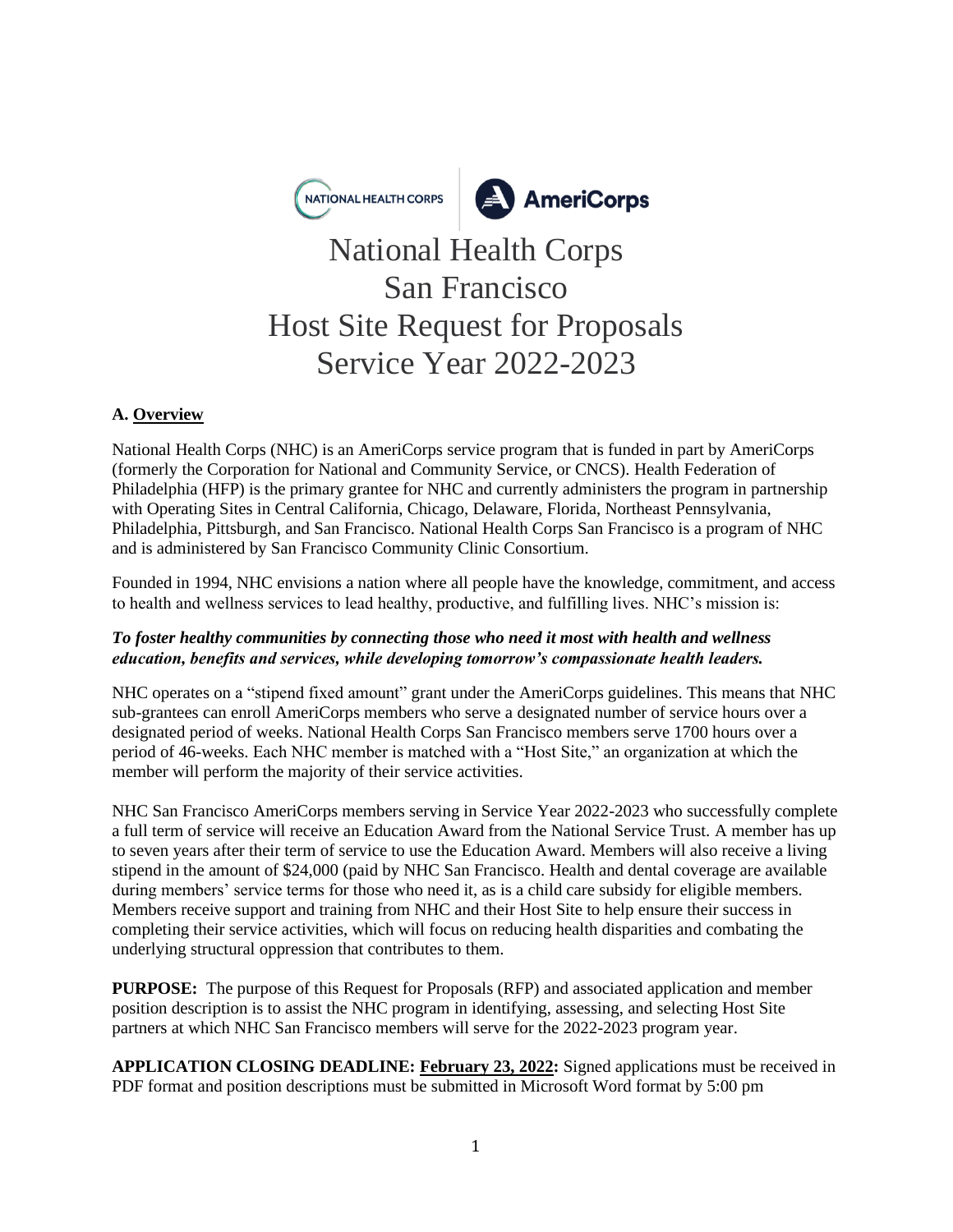# National Health Corps San Francisco Host Site Request for Proposals Service Year 2022-2023

## A. Overview

National Health Corps (NHC) is an AmeriCorps service program that is funded in part by AmeriCorps (formerly the Corporation for National and Community Service, or CNCS). Health Federation of Philadelphia (HFP) is the primary grantee for NHC and currently administers the program in partnership with Operating Sites in Central California, Chicago, Delaware, Florida, Northeast Pennsylvania, Philadelphia, Pittsburgh, and San Francisco. National Health Corps San Francisco is a program of NHC and is administered by San Francisco Community Clinic Consortium.

Founded in 1994, NHC envisions a nation where all people have the knowledge, commitment, and access to health and wellness services to lead healthy, productive, and fulfilling lives. NHC's mission is:

***To foster healthy communities by connecting those who need it most with health and wellness education, benefits and services, while developing tomorrow's compassionate health leaders.***

NHC operates on a "stipend fixed amount" grant under the AmeriCorps guidelines. This means that NHC sub-grantees can enroll AmeriCorps members who serve a designated number of service hours over a designated period of weeks. National Health Corps San Francisco members serve 1700 hours over a period of 46-weeks. Each NHC member is matched with a "Host Site," an organization at which the member will perform the majority of their service activities.

NHC San Francisco AmeriCorps members serving in Service Year 2022-2023 who successfully complete a full term of service will receive an Education Award from the National Service Trust. A member has up to seven years after their term of service to use the Education Award. Members will also receive a living stipend in the amount of $24,000 (paid by NHC San Francisco. Health and dental coverage are available during members' service terms for those who need it, as is a child care subsidy for eligible members. Members receive support and training from NHC and their Host Site to help ensure their success in completing their service activities, which will focus on reducing health disparities and combating the underlying structural oppression that contributes to them.

**PURPOSE:** The purpose of this Request for Proposals (RFP) and associated application and member position description is to assist the NHC program in identifying, assessing, and selecting Host Site partners at which NHC San Francisco members will serve for the 2022-2023 program year.

**APPLICATION CLOSING DEADLINE: February 23, 2022:** Signed applications must be received in PDF format and position descriptions must be submitted in Microsoft Word format by 5:00 pm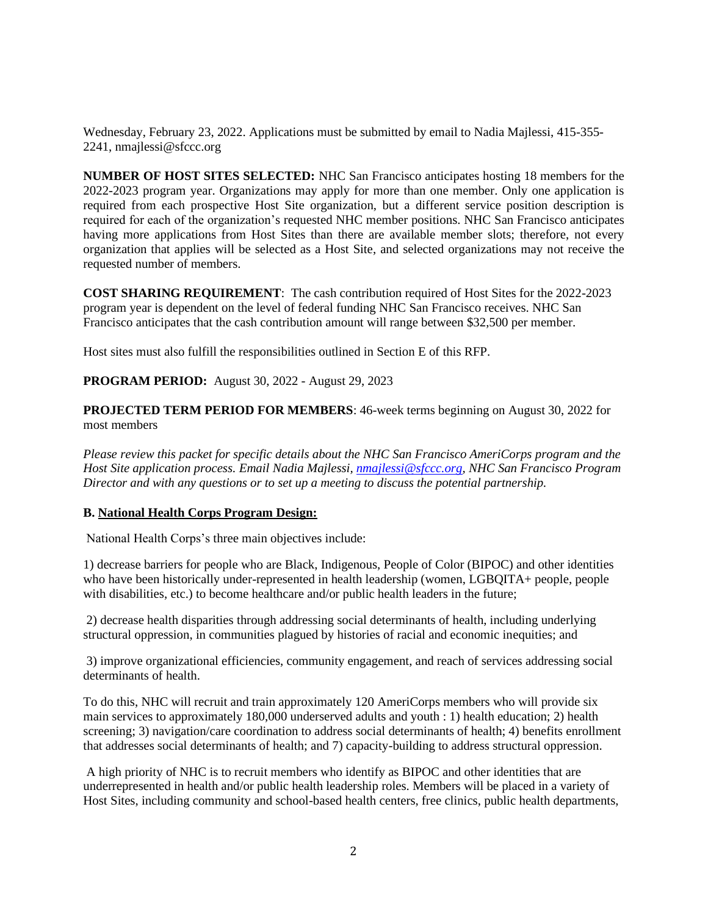Wednesday, February 23, 2022. Applications must be submitted by email to Nadia Majlessi, 415-355-2241, nmajlessi@sfccc.org

**NUMBER OF HOST SITES SELECTED:** NHC San Francisco anticipates hosting 18 members for the 2022-2023 program year. Organizations may apply for more than one member. Only one application is required from each prospective Host Site organization, but a different service position description is required for each of the organization's requested NHC member positions. NHC San Francisco anticipates having more applications from Host Sites than there are available member slots; therefore, not every organization that applies will be selected as a Host Site, and selected organizations may not receive the requested number of members.

**COST SHARING REQUIREMENT**: The cash contribution required of Host Sites for the 2022-2023 program year is dependent on the level of federal funding NHC San Francisco receives. NHC San Francisco anticipates that the cash contribution amount will range between $32,500 per member.

Host sites must also fulfill the responsibilities outlined in Section E of this RFP.

**PROGRAM PERIOD:** August 30, 2022 - August 29, 2023

**PROJECTED TERM PERIOD FOR MEMBERS**: 46-week terms beginning on August 30, 2022 for most members

*Please review this packet for specific details about the NHC San Francisco AmeriCorps program and the Host Site application process. Email Nadia Majlessi, nmajlessi@sfccc.org, NHC San Francisco Program Director and with any questions or to set up a meeting to discuss the potential partnership.*

## B. National Health Corps Program Design:

National Health Corps's three main objectives include:

1) decrease barriers for people who are Black, Indigenous, People of Color (BIPOC) and other identities who have been historically under-represented in health leadership (women, LGBQITA+ people, people with disabilities, etc.) to become healthcare and/or public health leaders in the future;

2) decrease health disparities through addressing social determinants of health, including underlying structural oppression, in communities plagued by histories of racial and economic inequities; and

3) improve organizational efficiencies, community engagement, and reach of services addressing social determinants of health.

To do this, NHC will recruit and train approximately 120 AmeriCorps members who will provide six main services to approximately 180,000 underserved adults and youth : 1) health education; 2) health screening; 3) navigation/care coordination to address social determinants of health; 4) benefits enrollment that addresses social determinants of health; and 7) capacity-building to address structural oppression.

A high priority of NHC is to recruit members who identify as BIPOC and other identities that are underrepresented in health and/or public health leadership roles. Members will be placed in a variety of Host Sites, including community and school-based health centers, free clinics, public health departments,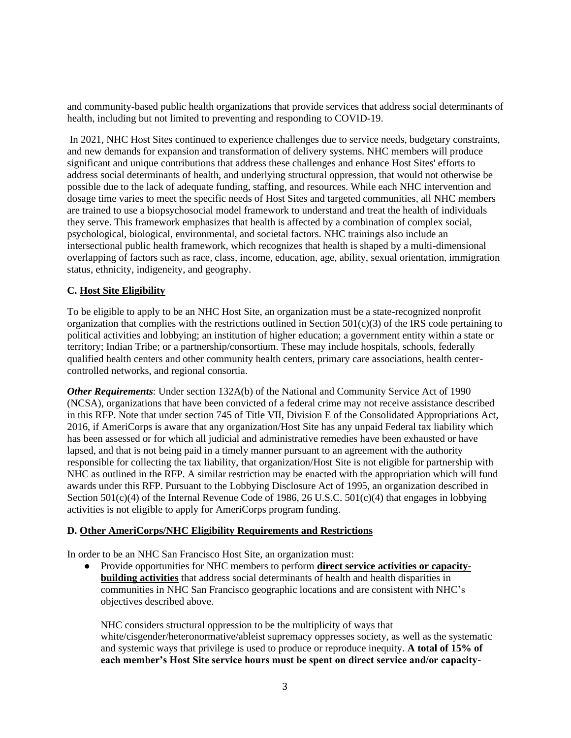and community-based public health organizations that provide services that address social determinants of health, including but not limited to preventing and responding to COVID-19.

In 2021, NHC Host Sites continued to experience challenges due to service needs, budgetary constraints, and new demands for expansion and transformation of delivery systems. NHC members will produce significant and unique contributions that address these challenges and enhance Host Sites' efforts to address social determinants of health, and underlying structural oppression, that would not otherwise be possible due to the lack of adequate funding, staffing, and resources. While each NHC intervention and dosage time varies to meet the specific needs of Host Sites and targeted communities, all NHC members are trained to use a biopsychosocial model framework to understand and treat the health of individuals they serve. This framework emphasizes that health is affected by a combination of complex social, psychological, biological, environmental, and societal factors. NHC trainings also include an intersectional public health framework, which recognizes that health is shaped by a multi-dimensional overlapping of factors such as race, class, income, education, age, ability, sexual orientation, immigration status, ethnicity, indigeneity, and geography.

### C. <u>Host Site Eligibility</u>

To be eligible to apply to be an NHC Host Site, an organization must be a state-recognized nonprofit organization that complies with the restrictions outlined in Section 501(c)(3) of the IRS code pertaining to political activities and lobbying; an institution of higher education; a government entity within a state or territory; Indian Tribe; or a partnership/consortium. These may include hospitals, schools, federally qualified health centers and other community health centers, primary care associations, health center-controlled networks, and regional consortia.

***Other Requirements***: Under section 132A(b) of the National and Community Service Act of 1990 (NCSA), organizations that have been convicted of a federal crime may not receive assistance described in this RFP. Note that under section 745 of Title VII, Division E of the Consolidated Appropriations Act, 2016, if AmeriCorps is aware that any organization/Host Site has any unpaid Federal tax liability which has been assessed or for which all judicial and administrative remedies have been exhausted or have lapsed, and that is not being paid in a timely manner pursuant to an agreement with the authority responsible for collecting the tax liability, that organization/Host Site is not eligible for partnership with NHC as outlined in the RFP. A similar restriction may be enacted with the appropriation which will fund awards under this RFP. Pursuant to the Lobbying Disclosure Act of 1995, an organization described in Section 501(c)(4) of the Internal Revenue Code of 1986, 26 U.S.C. 501(c)(4) that engages in lobbying activities is not eligible to apply for AmeriCorps program funding.

### D. <u>Other AmeriCorps/NHC Eligibility Requirements and Restrictions</u>

In order to be an NHC San Francisco Host Site, an organization must:

- Provide opportunities for NHC members to perform **<u>direct service activities or capacity-building activities</u>** that address social determinants of health and health disparities in communities in NHC San Francisco geographic locations and are consistent with NHC's objectives described above.

  NHC considers structural oppression to be the multiplicity of ways that white/cisgender/heteronormative/ableist supremacy oppresses society, as well as the systematic and systemic ways that privilege is used to produce or reproduce inequity. **A total of 15% of each member's Host Site service hours must be spent on direct service and/or capacity-**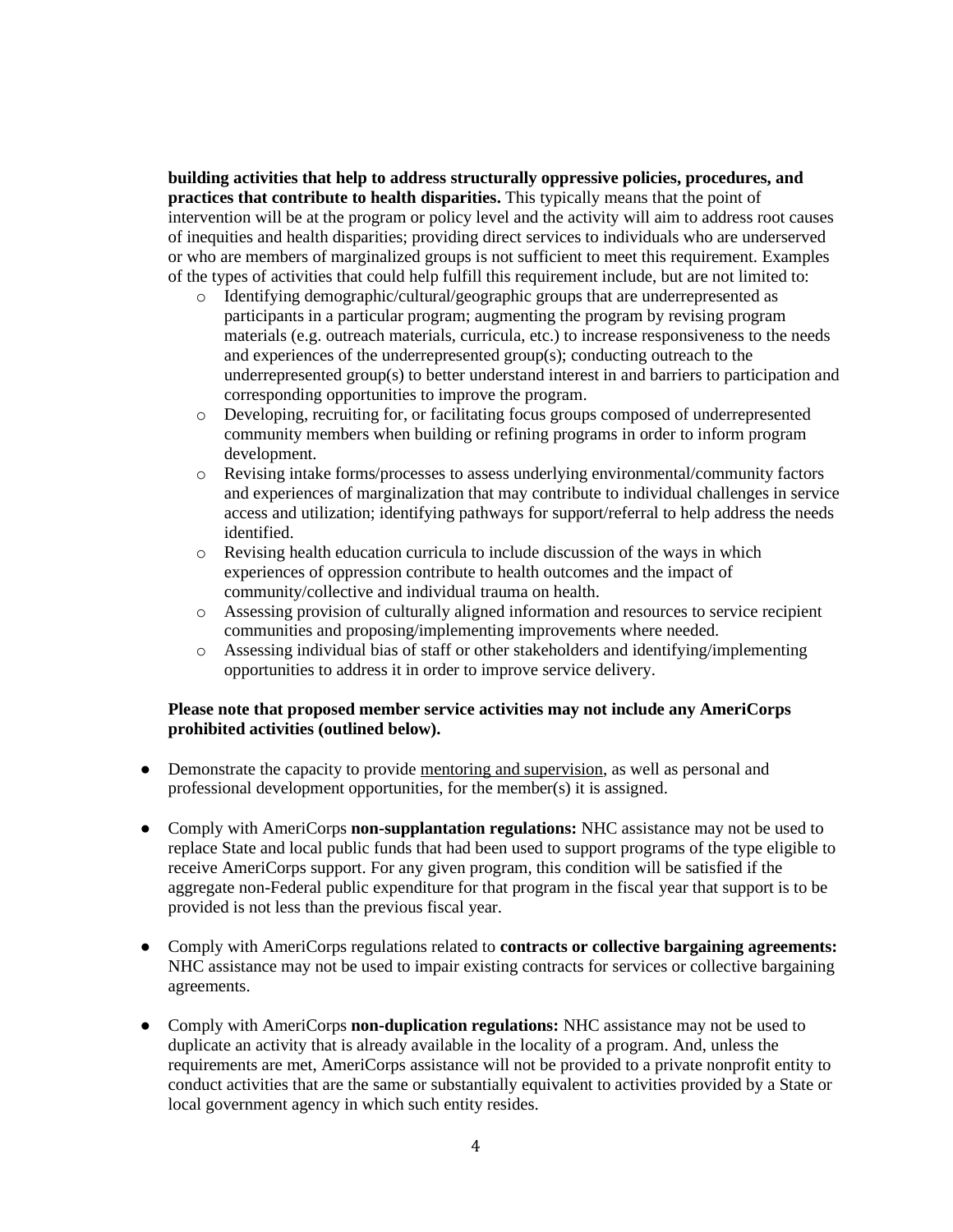**building activities that help to address structurally oppressive policies, procedures, and practices that contribute to health disparities.** This typically means that the point of intervention will be at the program or policy level and the activity will aim to address root causes of inequities and health disparities; providing direct services to individuals who are underserved or who are members of marginalized groups is not sufficient to meet this requirement. Examples of the types of activities that could help fulfill this requirement include, but are not limited to:

- Identifying demographic/cultural/geographic groups that are underrepresented as participants in a particular program; augmenting the program by revising program materials (e.g. outreach materials, curricula, etc.) to increase responsiveness to the needs and experiences of the underrepresented group(s); conducting outreach to the underrepresented group(s) to better understand interest in and barriers to participation and corresponding opportunities to improve the program.
- Developing, recruiting for, or facilitating focus groups composed of underrepresented community members when building or refining programs in order to inform program development.
- Revising intake forms/processes to assess underlying environmental/community factors and experiences of marginalization that may contribute to individual challenges in service access and utilization; identifying pathways for support/referral to help address the needs identified.
- Revising health education curricula to include discussion of the ways in which experiences of oppression contribute to health outcomes and the impact of community/collective and individual trauma on health.
- Assessing provision of culturally aligned information and resources to service recipient communities and proposing/implementing improvements where needed.
- Assessing individual bias of staff or other stakeholders and identifying/implementing opportunities to address it in order to improve service delivery.

**Please note that proposed member service activities may not include any AmeriCorps prohibited activities (outlined below).**

- Demonstrate the capacity to provide mentoring and supervision, as well as personal and professional development opportunities, for the member(s) it is assigned.
- Comply with AmeriCorps **non-supplantation regulations:** NHC assistance may not be used to replace State and local public funds that had been used to support programs of the type eligible to receive AmeriCorps support. For any given program, this condition will be satisfied if the aggregate non-Federal public expenditure for that program in the fiscal year that support is to be provided is not less than the previous fiscal year.
- Comply with AmeriCorps regulations related to **contracts or collective bargaining agreements:** NHC assistance may not be used to impair existing contracts for services or collective bargaining agreements.
- Comply with AmeriCorps **non-duplication regulations:** NHC assistance may not be used to duplicate an activity that is already available in the locality of a program. And, unless the requirements are met, AmeriCorps assistance will not be provided to a private nonprofit entity to conduct activities that are the same or substantially equivalent to activities provided by a State or local government agency in which such entity resides.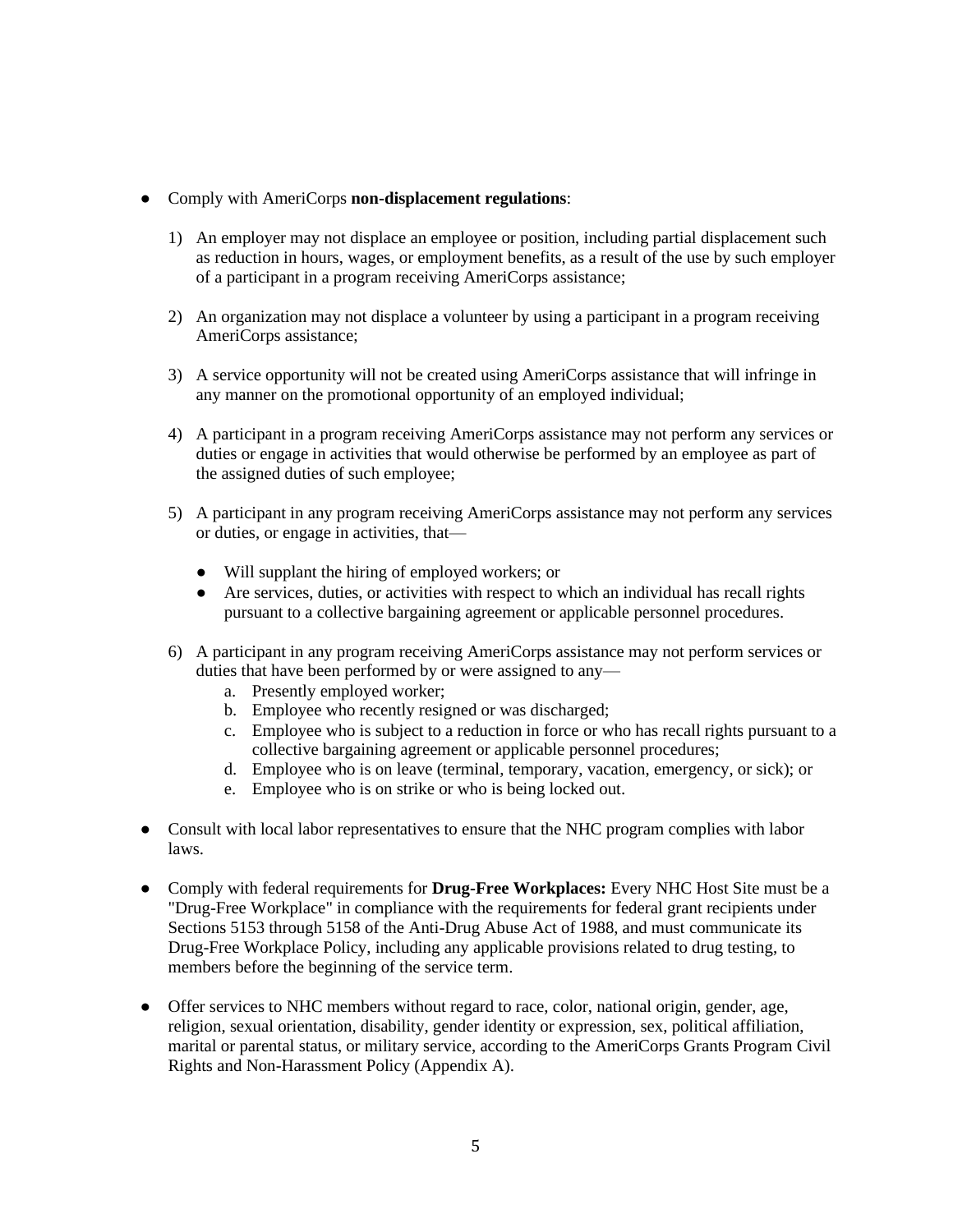- Comply with AmeriCorps **non-displacement regulations**:

    1) An employer may not displace an employee or position, including partial displacement such as reduction in hours, wages, or employment benefits, as a result of the use by such employer of a participant in a program receiving AmeriCorps assistance;

    2) An organization may not displace a volunteer by using a participant in a program receiving AmeriCorps assistance;

    3) A service opportunity will not be created using AmeriCorps assistance that will infringe in any manner on the promotional opportunity of an employed individual;

    4) A participant in a program receiving AmeriCorps assistance may not perform any services or duties or engage in activities that would otherwise be performed by an employee as part of the assigned duties of such employee;

    5) A participant in any program receiving AmeriCorps assistance may not perform any services or duties, or engage in activities, that—

        - Will supplant the hiring of employed workers; or
        - Are services, duties, or activities with respect to which an individual has recall rights pursuant to a collective bargaining agreement or applicable personnel procedures.

    6) A participant in any program receiving AmeriCorps assistance may not perform services or duties that have been performed by or were assigned to any—
        a. Presently employed worker;
        b. Employee who recently resigned or was discharged;
        c. Employee who is subject to a reduction in force or who has recall rights pursuant to a collective bargaining agreement or applicable personnel procedures;
        d. Employee who is on leave (terminal, temporary, vacation, emergency, or sick); or
        e. Employee who is on strike or who is being locked out.

- Consult with local labor representatives to ensure that the NHC program complies with labor laws.

- Comply with federal requirements for **Drug-Free Workplaces:** Every NHC Host Site must be a "Drug-Free Workplace" in compliance with the requirements for federal grant recipients under Sections 5153 through 5158 of the Anti-Drug Abuse Act of 1988, and must communicate its Drug-Free Workplace Policy, including any applicable provisions related to drug testing, to members before the beginning of the service term.

- Offer services to NHC members without regard to race, color, national origin, gender, age, religion, sexual orientation, disability, gender identity or expression, sex, political affiliation, marital or parental status, or military service, according to the AmeriCorps Grants Program Civil Rights and Non-Harassment Policy (Appendix A).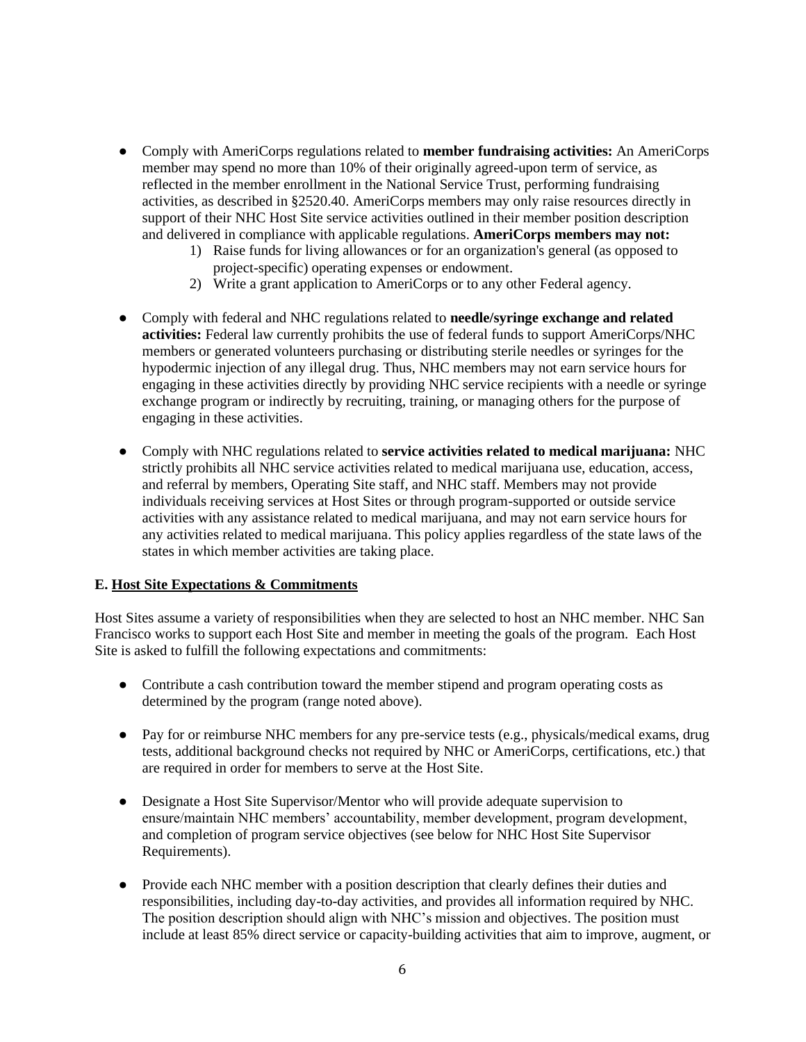- Comply with AmeriCorps regulations related to **member fundraising activities:** An AmeriCorps member may spend no more than 10% of their originally agreed-upon term of service, as reflected in the member enrollment in the National Service Trust, performing fundraising activities, as described in §2520.40. AmeriCorps members may only raise resources directly in support of their NHC Host Site service activities outlined in their member position description and delivered in compliance with applicable regulations. **AmeriCorps members may not:**
    1) Raise funds for living allowances or for an organization's general (as opposed to project-specific) operating expenses or endowment.
    2) Write a grant application to AmeriCorps or to any other Federal agency.

- Comply with federal and NHC regulations related to **needle/syringe exchange and related activities:** Federal law currently prohibits the use of federal funds to support AmeriCorps/NHC members or generated volunteers purchasing or distributing sterile needles or syringes for the hypodermic injection of any illegal drug. Thus, NHC members may not earn service hours for engaging in these activities directly by providing NHC service recipients with a needle or syringe exchange program or indirectly by recruiting, training, or managing others for the purpose of engaging in these activities.

- Comply with NHC regulations related to **service activities related to medical marijuana:** NHC strictly prohibits all NHC service activities related to medical marijuana use, education, access, and referral by members, Operating Site staff, and NHC staff. Members may not provide individuals receiving services at Host Sites or through program-supported or outside service activities with any assistance related to medical marijuana, and may not earn service hours for any activities related to medical marijuana. This policy applies regardless of the state laws of the states in which member activities are taking place.

**E. <u>Host Site Expectations & Commitments</u>**

Host Sites assume a variety of responsibilities when they are selected to host an NHC member. NHC San Francisco works to support each Host Site and member in meeting the goals of the program. Each Host Site is asked to fulfill the following expectations and commitments:

- Contribute a cash contribution toward the member stipend and program operating costs as determined by the program (range noted above).

- Pay for or reimburse NHC members for any pre-service tests (e.g., physicals/medical exams, drug tests, additional background checks not required by NHC or AmeriCorps, certifications, etc.) that are required in order for members to serve at the Host Site.

- Designate a Host Site Supervisor/Mentor who will provide adequate supervision to ensure/maintain NHC members' accountability, member development, program development, and completion of program service objectives (see below for NHC Host Site Supervisor Requirements).

- Provide each NHC member with a position description that clearly defines their duties and responsibilities, including day-to-day activities, and provides all information required by NHC. The position description should align with NHC's mission and objectives. The position must include at least 85% direct service or capacity-building activities that aim to improve, augment, or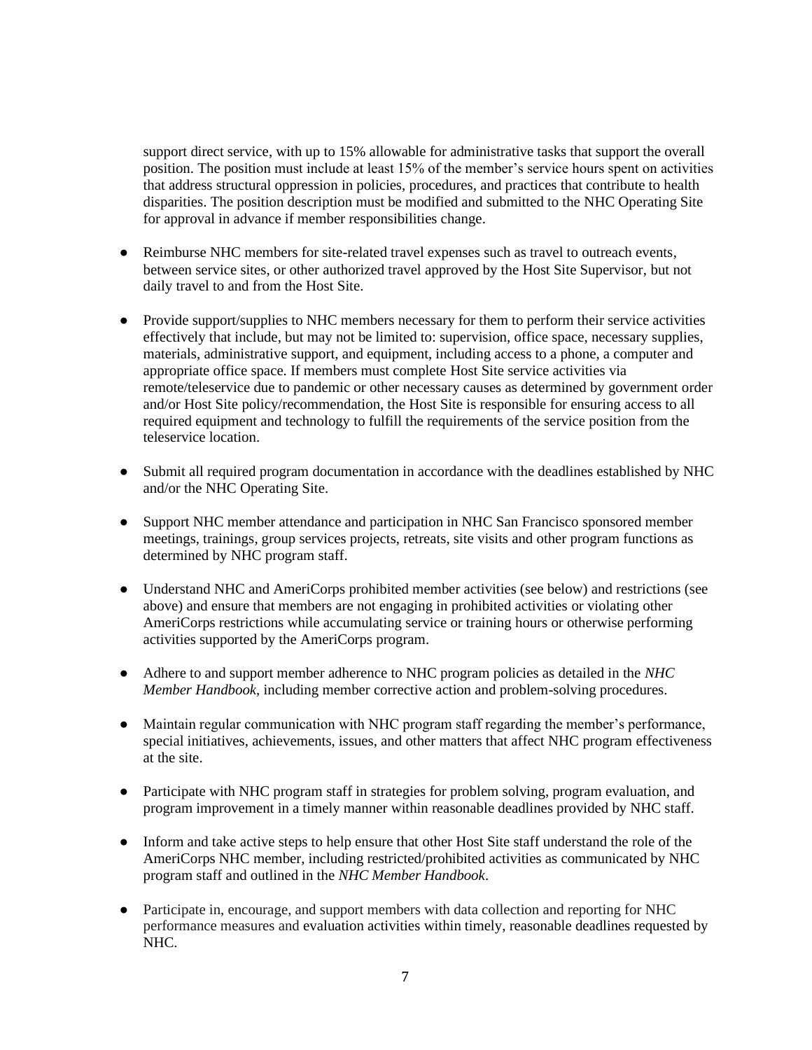support direct service, with up to 15% allowable for administrative tasks that support the overall position. The position must include at least 15% of the member's service hours spent on activities that address structural oppression in policies, procedures, and practices that contribute to health disparities. The position description must be modified and submitted to the NHC Operating Site for approval in advance if member responsibilities change.

- Reimburse NHC members for site-related travel expenses such as travel to outreach events, between service sites, or other authorized travel approved by the Host Site Supervisor, but not daily travel to and from the Host Site.
- Provide support/supplies to NHC members necessary for them to perform their service activities effectively that include, but may not be limited to: supervision, office space, necessary supplies, materials, administrative support, and equipment, including access to a phone, a computer and appropriate office space. If members must complete Host Site service activities via remote/teleservice due to pandemic or other necessary causes as determined by government order and/or Host Site policy/recommendation, the Host Site is responsible for ensuring access to all required equipment and technology to fulfill the requirements of the service position from the teleservice location.
- Submit all required program documentation in accordance with the deadlines established by NHC and/or the NHC Operating Site.
- Support NHC member attendance and participation in NHC San Francisco sponsored member meetings, trainings, group services projects, retreats, site visits and other program functions as determined by NHC program staff.
- Understand NHC and AmeriCorps prohibited member activities (see below) and restrictions (see above) and ensure that members are not engaging in prohibited activities or violating other AmeriCorps restrictions while accumulating service or training hours or otherwise performing activities supported by the AmeriCorps program.
- Adhere to and support member adherence to NHC program policies as detailed in the *NHC Member Handbook*, including member corrective action and problem-solving procedures.
- Maintain regular communication with NHC program staff regarding the member's performance, special initiatives, achievements, issues, and other matters that affect NHC program effectiveness at the site.
- Participate with NHC program staff in strategies for problem solving, program evaluation, and program improvement in a timely manner within reasonable deadlines provided by NHC staff.
- Inform and take active steps to help ensure that other Host Site staff understand the role of the AmeriCorps NHC member, including restricted/prohibited activities as communicated by NHC program staff and outlined in the *NHC Member Handbook*.
- Participate in, encourage, and support members with data collection and reporting for NHC performance measures and evaluation activities within timely, reasonable deadlines requested by NHC.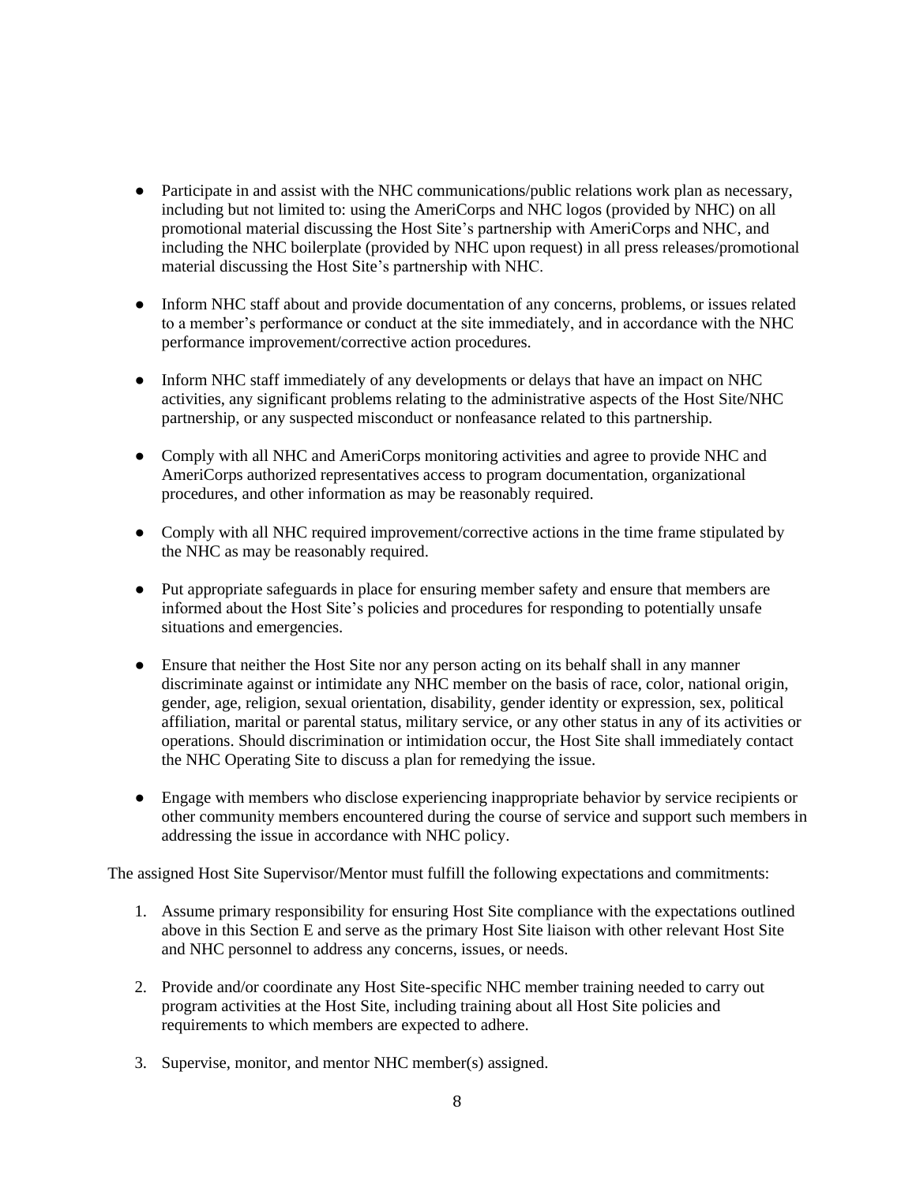- Participate in and assist with the NHC communications/public relations work plan as necessary, including but not limited to: using the AmeriCorps and NHC logos (provided by NHC) on all promotional material discussing the Host Site's partnership with AmeriCorps and NHC, and including the NHC boilerplate (provided by NHC upon request) in all press releases/promotional material discussing the Host Site's partnership with NHC.

- Inform NHC staff about and provide documentation of any concerns, problems, or issues related to a member's performance or conduct at the site immediately, and in accordance with the NHC performance improvement/corrective action procedures.

- Inform NHC staff immediately of any developments or delays that have an impact on NHC activities, any significant problems relating to the administrative aspects of the Host Site/NHC partnership, or any suspected misconduct or nonfeasance related to this partnership.

- Comply with all NHC and AmeriCorps monitoring activities and agree to provide NHC and AmeriCorps authorized representatives access to program documentation, organizational procedures, and other information as may be reasonably required.

- Comply with all NHC required improvement/corrective actions in the time frame stipulated by the NHC as may be reasonably required.

- Put appropriate safeguards in place for ensuring member safety and ensure that members are informed about the Host Site's policies and procedures for responding to potentially unsafe situations and emergencies.

- Ensure that neither the Host Site nor any person acting on its behalf shall in any manner discriminate against or intimidate any NHC member on the basis of race, color, national origin, gender, age, religion, sexual orientation, disability, gender identity or expression, sex, political affiliation, marital or parental status, military service, or any other status in any of its activities or operations. Should discrimination or intimidation occur, the Host Site shall immediately contact the NHC Operating Site to discuss a plan for remedying the issue.

- Engage with members who disclose experiencing inappropriate behavior by service recipients or other community members encountered during the course of service and support such members in addressing the issue in accordance with NHC policy.

The assigned Host Site Supervisor/Mentor must fulfill the following expectations and commitments:

1. Assume primary responsibility for ensuring Host Site compliance with the expectations outlined above in this Section E and serve as the primary Host Site liaison with other relevant Host Site and NHC personnel to address any concerns, issues, or needs.

2. Provide and/or coordinate any Host Site-specific NHC member training needed to carry out program activities at the Host Site, including training about all Host Site policies and requirements to which members are expected to adhere.

3. Supervise, monitor, and mentor NHC member(s) assigned.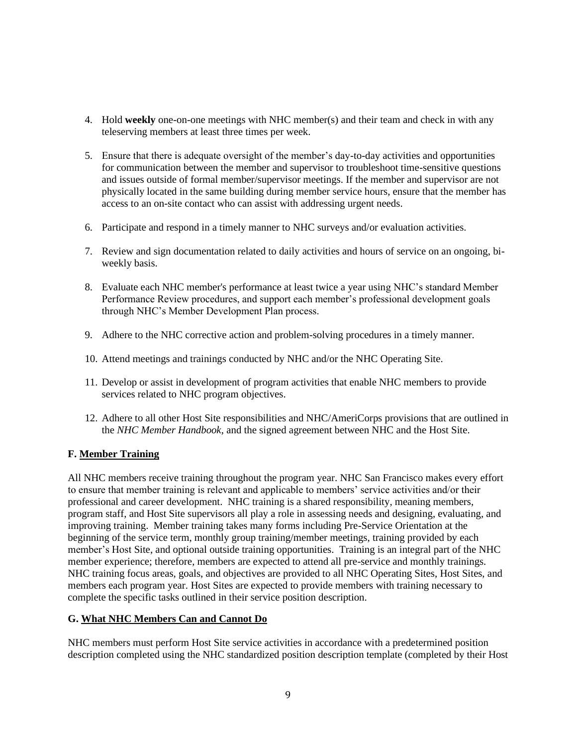4. Hold **weekly** one-on-one meetings with NHC member(s) and their team and check in with any teleserving members at least three times per week.

5. Ensure that there is adequate oversight of the member's day-to-day activities and opportunities for communication between the member and supervisor to troubleshoot time-sensitive questions and issues outside of formal member/supervisor meetings. If the member and supervisor are not physically located in the same building during member service hours, ensure that the member has access to an on-site contact who can assist with addressing urgent needs.

6. Participate and respond in a timely manner to NHC surveys and/or evaluation activities.

7. Review and sign documentation related to daily activities and hours of service on an ongoing, bi-weekly basis.

8. Evaluate each NHC member's performance at least twice a year using NHC's standard Member Performance Review procedures, and support each member's professional development goals through NHC's Member Development Plan process.

9. Adhere to the NHC corrective action and problem-solving procedures in a timely manner.

10. Attend meetings and trainings conducted by NHC and/or the NHC Operating Site.

11. Develop or assist in development of program activities that enable NHC members to provide services related to NHC program objectives.

12. Adhere to all other Host Site responsibilities and NHC/AmeriCorps provisions that are outlined in the *NHC Member Handbook*, and the signed agreement between NHC and the Host Site.

### F. Member Training

All NHC members receive training throughout the program year. NHC San Francisco makes every effort to ensure that member training is relevant and applicable to members' service activities and/or their professional and career development. NHC training is a shared responsibility, meaning members, program staff, and Host Site supervisors all play a role in assessing needs and designing, evaluating, and improving training. Member training takes many forms including Pre-Service Orientation at the beginning of the service term, monthly group training/member meetings, training provided by each member's Host Site, and optional outside training opportunities. Training is an integral part of the NHC member experience; therefore, members are expected to attend all pre-service and monthly trainings. NHC training focus areas, goals, and objectives are provided to all NHC Operating Sites, Host Sites, and members each program year. Host Sites are expected to provide members with training necessary to complete the specific tasks outlined in their service position description.

### G. What NHC Members Can and Cannot Do

NHC members must perform Host Site service activities in accordance with a predetermined position description completed using the NHC standardized position description template (completed by their Host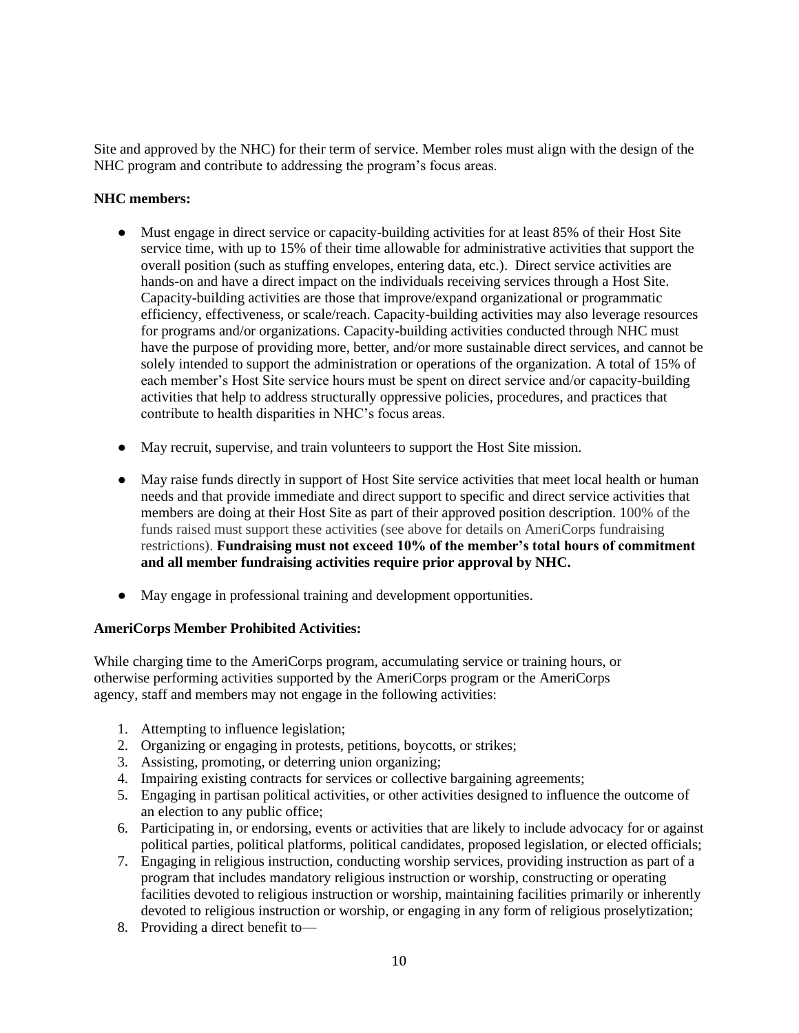Site and approved by the NHC) for their term of service. Member roles must align with the design of the NHC program and contribute to addressing the program's focus areas.

**NHC members:**

- Must engage in direct service or capacity-building activities for at least 85% of their Host Site service time, with up to 15% of their time allowable for administrative activities that support the overall position (such as stuffing envelopes, entering data, etc.). Direct service activities are hands-on and have a direct impact on the individuals receiving services through a Host Site. Capacity-building activities are those that improve/expand organizational or programmatic efficiency, effectiveness, or scale/reach. Capacity-building activities may also leverage resources for programs and/or organizations. Capacity-building activities conducted through NHC must have the purpose of providing more, better, and/or more sustainable direct services, and cannot be solely intended to support the administration or operations of the organization. A total of 15% of each member's Host Site service hours must be spent on direct service and/or capacity-building activities that help to address structurally oppressive policies, procedures, and practices that contribute to health disparities in NHC's focus areas.

- May recruit, supervise, and train volunteers to support the Host Site mission.

- May raise funds directly in support of Host Site service activities that meet local health or human needs and that provide immediate and direct support to specific and direct service activities that members are doing at their Host Site as part of their approved position description. 100% of the funds raised must support these activities (see above for details on AmeriCorps fundraising restrictions). **Fundraising must not exceed 10% of the member's total hours of commitment and all member fundraising activities require prior approval by NHC.**

- May engage in professional training and development opportunities.

**AmeriCorps Member Prohibited Activities:**

While charging time to the AmeriCorps program, accumulating service or training hours, or otherwise performing activities supported by the AmeriCorps program or the AmeriCorps agency, staff and members may not engage in the following activities:

1. Attempting to influence legislation;
2. Organizing or engaging in protests, petitions, boycotts, or strikes;
3. Assisting, promoting, or deterring union organizing;
4. Impairing existing contracts for services or collective bargaining agreements;
5. Engaging in partisan political activities, or other activities designed to influence the outcome of an election to any public office;
6. Participating in, or endorsing, events or activities that are likely to include advocacy for or against political parties, political platforms, political candidates, proposed legislation, or elected officials;
7. Engaging in religious instruction, conducting worship services, providing instruction as part of a program that includes mandatory religious instruction or worship, constructing or operating facilities devoted to religious instruction or worship, maintaining facilities primarily or inherently devoted to religious instruction or worship, or engaging in any form of religious proselytization;
8. Providing a direct benefit to—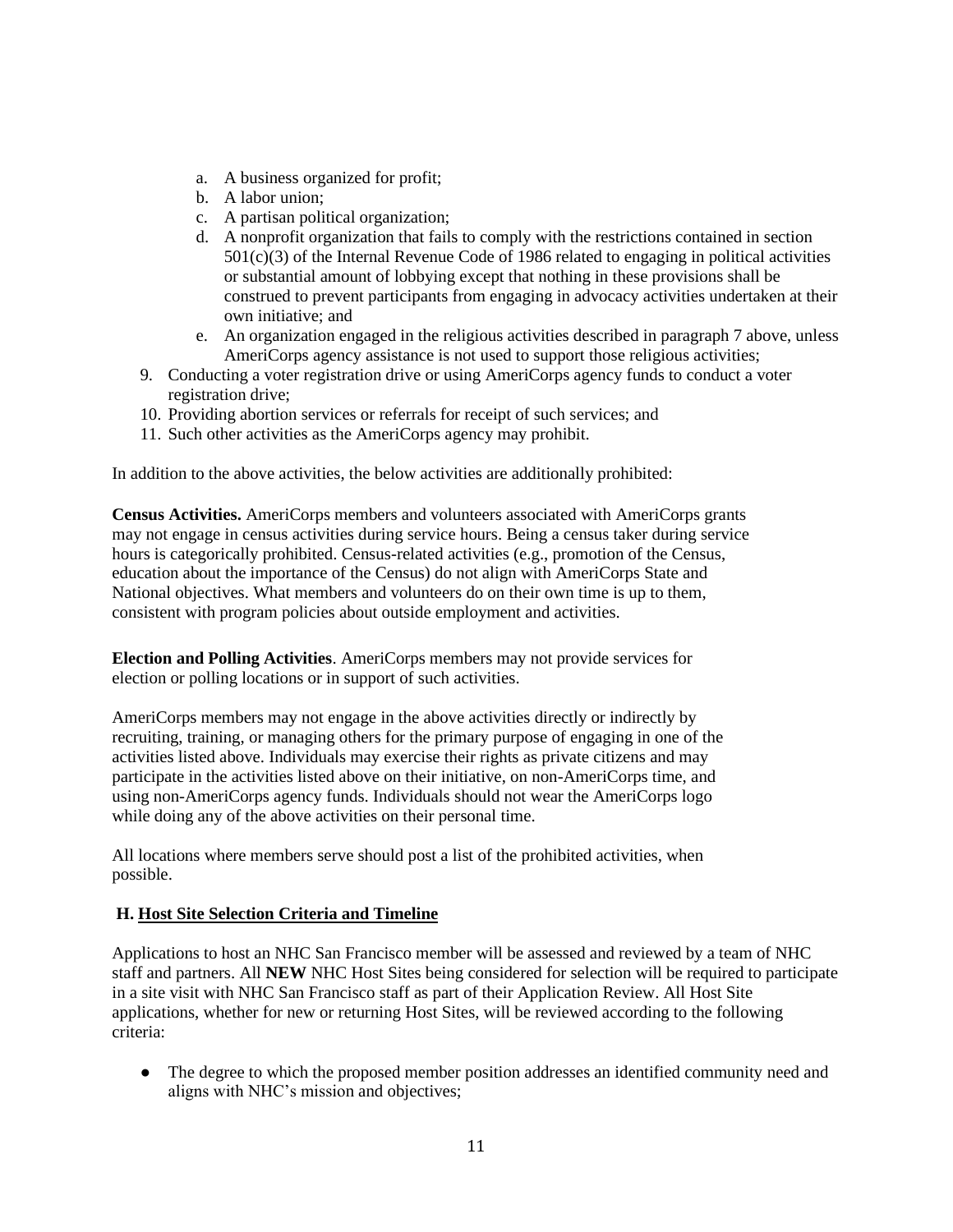a. A business organized for profit;
   b. A labor union;
   c. A partisan political organization;
   d. A nonprofit organization that fails to comply with the restrictions contained in section 501(c)(3) of the Internal Revenue Code of 1986 related to engaging in political activities or substantial amount of lobbying except that nothing in these provisions shall be construed to prevent participants from engaging in advocacy activities undertaken at their own initiative; and
   e. An organization engaged in the religious activities described in paragraph 7 above, unless AmeriCorps agency assistance is not used to support those religious activities;
9. Conducting a voter registration drive or using AmeriCorps agency funds to conduct a voter registration drive;
10. Providing abortion services or referrals for receipt of such services; and
11. Such other activities as the AmeriCorps agency may prohibit.

In addition to the above activities, the below activities are additionally prohibited:

**Census Activities.** AmeriCorps members and volunteers associated with AmeriCorps grants may not engage in census activities during service hours. Being a census taker during service hours is categorically prohibited. Census-related activities (e.g., promotion of the Census, education about the importance of the Census) do not align with AmeriCorps State and National objectives. What members and volunteers do on their own time is up to them, consistent with program policies about outside employment and activities.

**Election and Polling Activities**. AmeriCorps members may not provide services for election or polling locations or in support of such activities.

AmeriCorps members may not engage in the above activities directly or indirectly by recruiting, training, or managing others for the primary purpose of engaging in one of the activities listed above. Individuals may exercise their rights as private citizens and may participate in the activities listed above on their initiative, on non-AmeriCorps time, and using non-AmeriCorps agency funds. Individuals should not wear the AmeriCorps logo while doing any of the above activities on their personal time.

All locations where members serve should post a list of the prohibited activities, when possible.

### H. Host Site Selection Criteria and Timeline

Applications to host an NHC San Francisco member will be assessed and reviewed by a team of NHC staff and partners. All **NEW** NHC Host Sites being considered for selection will be required to participate in a site visit with NHC San Francisco staff as part of their Application Review. All Host Site applications, whether for new or returning Host Sites, will be reviewed according to the following criteria:

- The degree to which the proposed member position addresses an identified community need and aligns with NHC's mission and objectives;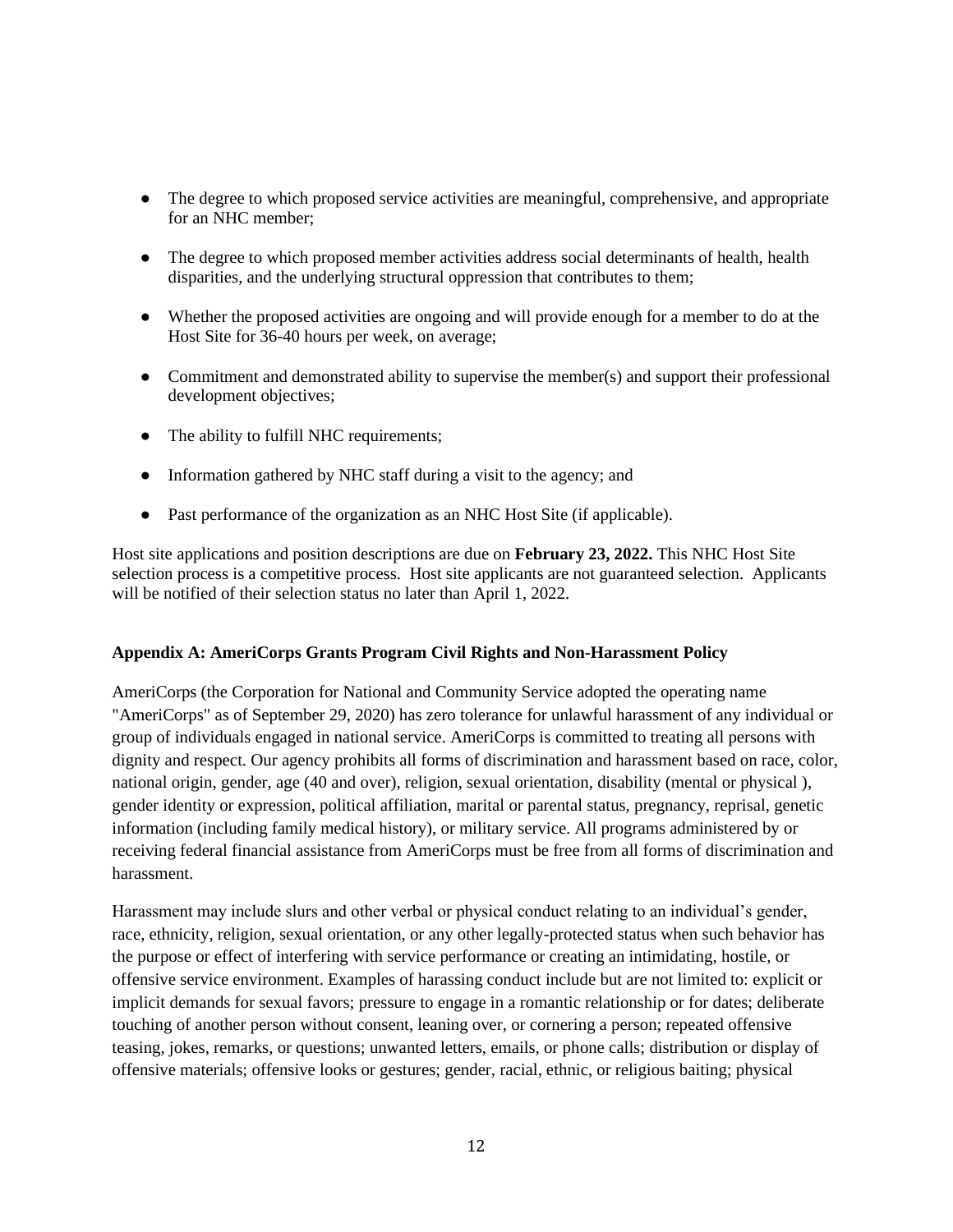- The degree to which proposed service activities are meaningful, comprehensive, and appropriate for an NHC member;
- The degree to which proposed member activities address social determinants of health, health disparities, and the underlying structural oppression that contributes to them;
- Whether the proposed activities are ongoing and will provide enough for a member to do at the Host Site for 36-40 hours per week, on average;
- Commitment and demonstrated ability to supervise the member(s) and support their professional development objectives;
- The ability to fulfill NHC requirements;
- Information gathered by NHC staff during a visit to the agency; and
- Past performance of the organization as an NHC Host Site (if applicable).

Host site applications and position descriptions are due on **February 23, 2022.** This NHC Host Site selection process is a competitive process. Host site applicants are not guaranteed selection. Applicants will be notified of their selection status no later than April 1, 2022.

**Appendix A: AmeriCorps Grants Program Civil Rights and Non-Harassment Policy**

AmeriCorps (the Corporation for National and Community Service adopted the operating name "AmeriCorps" as of September 29, 2020) has zero tolerance for unlawful harassment of any individual or group of individuals engaged in national service. AmeriCorps is committed to treating all persons with dignity and respect. Our agency prohibits all forms of discrimination and harassment based on race, color, national origin, gender, age (40 and over), religion, sexual orientation, disability (mental or physical ), gender identity or expression, political affiliation, marital or parental status, pregnancy, reprisal, genetic information (including family medical history), or military service. All programs administered by or receiving federal financial assistance from AmeriCorps must be free from all forms of discrimination and harassment.

Harassment may include slurs and other verbal or physical conduct relating to an individual's gender, race, ethnicity, religion, sexual orientation, or any other legally-protected status when such behavior has the purpose or effect of interfering with service performance or creating an intimidating, hostile, or offensive service environment. Examples of harassing conduct include but are not limited to: explicit or implicit demands for sexual favors; pressure to engage in a romantic relationship or for dates; deliberate touching of another person without consent, leaning over, or cornering a person; repeated offensive teasing, jokes, remarks, or questions; unwanted letters, emails, or phone calls; distribution or display of offensive materials; offensive looks or gestures; gender, racial, ethnic, or religious baiting; physical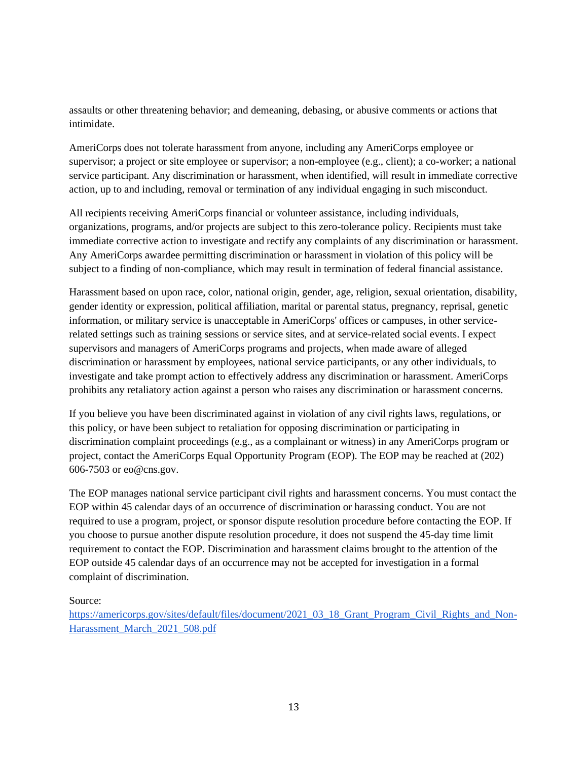assaults or other threatening behavior; and demeaning, debasing, or abusive comments or actions that intimidate.

AmeriCorps does not tolerate harassment from anyone, including any AmeriCorps employee or supervisor; a project or site employee or supervisor; a non-employee (e.g., client); a co-worker; a national service participant. Any discrimination or harassment, when identified, will result in immediate corrective action, up to and including, removal or termination of any individual engaging in such misconduct.

All recipients receiving AmeriCorps financial or volunteer assistance, including individuals, organizations, programs, and/or projects are subject to this zero-tolerance policy. Recipients must take immediate corrective action to investigate and rectify any complaints of any discrimination or harassment. Any AmeriCorps awardee permitting discrimination or harassment in violation of this policy will be subject to a finding of non-compliance, which may result in termination of federal financial assistance.

Harassment based on upon race, color, national origin, gender, age, religion, sexual orientation, disability, gender identity or expression, political affiliation, marital or parental status, pregnancy, reprisal, genetic information, or military service is unacceptable in AmeriCorps' offices or campuses, in other service-related settings such as training sessions or service sites, and at service-related social events. I expect supervisors and managers of AmeriCorps programs and projects, when made aware of alleged discrimination or harassment by employees, national service participants, or any other individuals, to investigate and take prompt action to effectively address any discrimination or harassment. AmeriCorps prohibits any retaliatory action against a person who raises any discrimination or harassment concerns.

If you believe you have been discriminated against in violation of any civil rights laws, regulations, or this policy, or have been subject to retaliation for opposing discrimination or participating in discrimination complaint proceedings (e.g., as a complainant or witness) in any AmeriCorps program or project, contact the AmeriCorps Equal Opportunity Program (EOP). The EOP may be reached at (202) 606-7503 or eo@cns.gov.

The EOP manages national service participant civil rights and harassment concerns. You must contact the EOP within 45 calendar days of an occurrence of discrimination or harassing conduct. You are not required to use a program, project, or sponsor dispute resolution procedure before contacting the EOP. If you choose to pursue another dispute resolution procedure, it does not suspend the 45-day time limit requirement to contact the EOP. Discrimination and harassment claims brought to the attention of the EOP outside 45 calendar days of an occurrence may not be accepted for investigation in a formal complaint of discrimination.

Source:
[https://americorps.gov/sites/default/files/document/2021_03_18_Grant_Program_Civil_Rights_and_Non-Harassment_March_2021_508.pdf](https://americorps.gov/sites/default/files/document/2021_03_18_Grant_Program_Civil_Rights_and_Non-Harassment_March_2021_508.pdf)